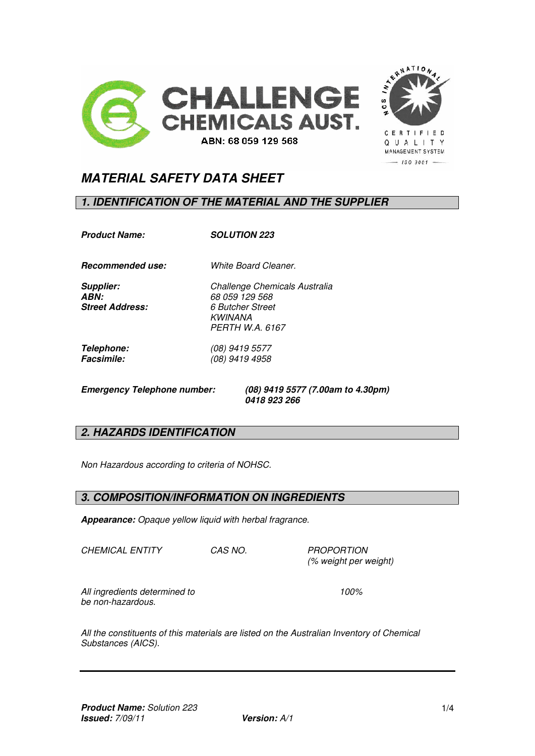**CHALLENGE CHEMICALS AUST.**
ABN: 68 059 129 568

NCS INTERNATIONAL CERTIFIED QUALITY MANAGEMENT SYSTEM — ISO 9001 —

# *MATERIAL SAFETY DATA SHEET*

## *1. IDENTIFICATION OF THE MATERIAL AND THE SUPPLIER*

| | |
|---|---|
| ***Product Name:*** | ***SOLUTION 223*** |
| ***Recommended use:*** | *White Board Cleaner.* |
| ***Supplier:*** | *Challenge Chemicals Australia* |
| ***ABN:*** | *68 059 129 568* |
| ***Street Address:*** | *6 Butcher Street*<br>*KWINANA*<br>*PERTH W.A. 6167* |
| ***Telephone:*** | *(08) 9419 5577* |
| ***Facsimile:*** | *(08) 9419 4958* |

***Emergency Telephone number:*** ***(08) 9419 5577 (7.00am to 4.30pm)***
***0418 923 266***

## *2. HAZARDS IDENTIFICATION*

*Non Hazardous according to criteria of NOHSC.*

## *3. COMPOSITION/INFORMATION ON INGREDIENTS*

***Appearance:*** *Opaque yellow liquid with herbal fragrance.*

| *CHEMICAL ENTITY* | *CAS NO.* | *PROPORTION (% weight per weight)* |
|---|---|---|
| *All ingredients determined to be non-hazardous.* | | *100%* |

*All the constituents of this materials are listed on the Australian Inventory of Chemical Substances (AICS).*

***Product Name:*** *Solution 223*
***Issued:*** *7/09/11* ***Version:*** *A/1*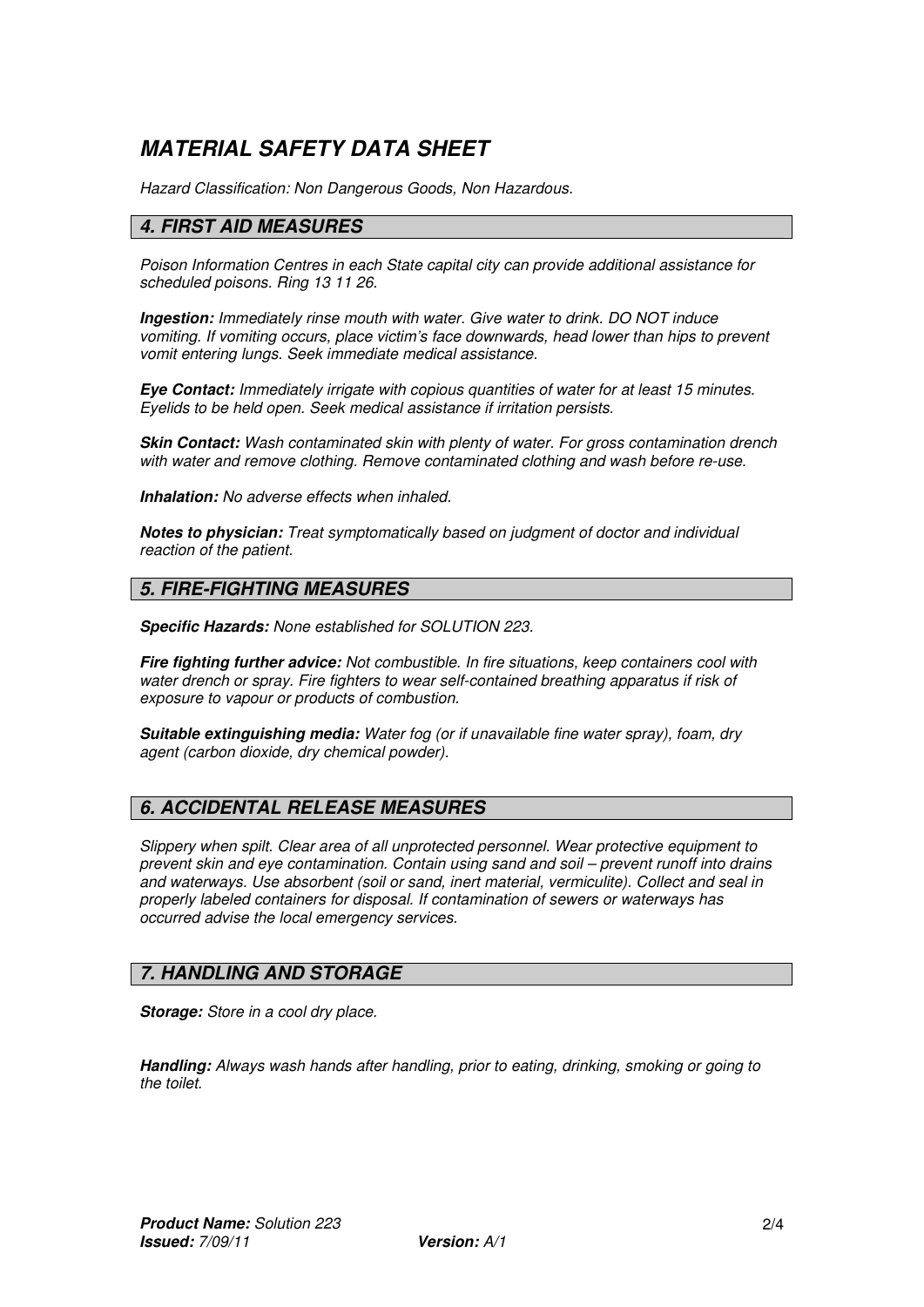# ***MATERIAL SAFETY DATA SHEET***

*Hazard Classification: Non Dangerous Goods, Non Hazardous.*

## ***4. FIRST AID MEASURES***

*Poison Information Centres in each State capital city can provide additional assistance for scheduled poisons. Ring 13 11 26.*

***Ingestion:*** *Immediately rinse mouth with water. Give water to drink. DO NOT induce vomiting. If vomiting occurs, place victim's face downwards, head lower than hips to prevent vomit entering lungs. Seek immediate medical assistance.*

***Eye Contact:*** *Immediately irrigate with copious quantities of water for at least 15 minutes. Eyelids to be held open. Seek medical assistance if irritation persists.*

***Skin Contact:*** *Wash contaminated skin with plenty of water. For gross contamination drench with water and remove clothing. Remove contaminated clothing and wash before re-use.*

***Inhalation:*** *No adverse effects when inhaled.*

***Notes to physician:*** *Treat symptomatically based on judgment of doctor and individual reaction of the patient.*

## ***5. FIRE-FIGHTING MEASURES***

***Specific Hazards:*** *None established for SOLUTION 223.*

***Fire fighting further advice:*** *Not combustible. In fire situations, keep containers cool with water drench or spray. Fire fighters to wear self-contained breathing apparatus if risk of exposure to vapour or products of combustion.*

***Suitable extinguishing media:*** *Water fog (or if unavailable fine water spray), foam, dry agent (carbon dioxide, dry chemical powder).*

## ***6. ACCIDENTAL RELEASE MEASURES***

*Slippery when spilt. Clear area of all unprotected personnel. Wear protective equipment to prevent skin and eye contamination. Contain using sand and soil – prevent runoff into drains and waterways. Use absorbent (soil or sand, inert material, vermiculite). Collect and seal in properly labeled containers for disposal. If contamination of sewers or waterways has occurred advise the local emergency services.*

## ***7. HANDLING AND STORAGE***

***Storage:*** *Store in a cool dry place.*

***Handling:*** *Always wash hands after handling, prior to eating, drinking, smoking or going to the toilet.*

***Product Name:*** *Solution 223*
***Issued:*** *7/09/11* ***Version:*** *A/1*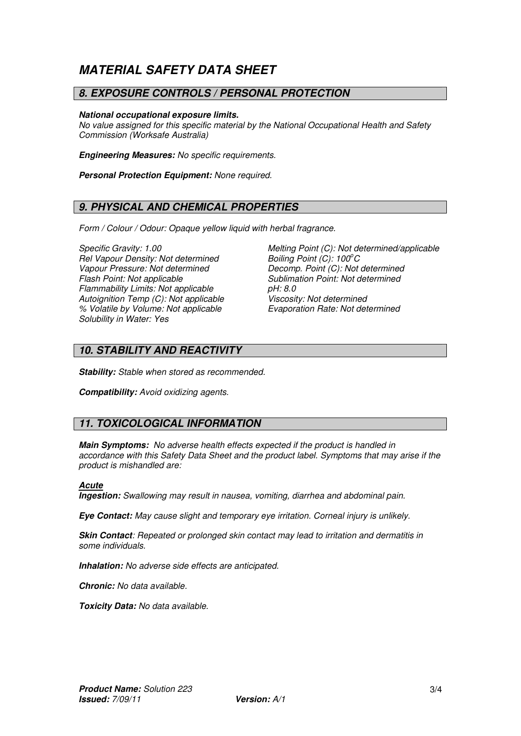# MATERIAL SAFETY DATA SHEET

## 8. EXPOSURE CONTROLS / PERSONAL PROTECTION

***National occupational exposure limits.***
*No value assigned for this specific material by the National Occupational Health and Safety Commission (Worksafe Australia)*

***Engineering Measures:*** *No specific requirements.*

***Personal Protection Equipment:*** *None required.*

## 9. PHYSICAL AND CHEMICAL PROPERTIES

*Form / Colour / Odour: Opaque yellow liquid with herbal fragrance.*

*Specific Gravity: 1.00*
*Rel Vapour Density: Not determined*
*Vapour Pressure: Not determined*
*Flash Point: Not applicable*
*Flammability Limits: Not applicable*
*Autoignition Temp (C): Not applicable*
*% Volatile by Volume: Not applicable*
*Solubility in Water: Yes*

*Melting Point (C): Not determined/applicable*
*Boiling Point (C): 100°C*
*Decomp. Point (C): Not determined*
*Sublimation Point: Not determined*
*pH: 8.0*
*Viscosity: Not determined*
*Evaporation Rate: Not determined*

## 10. STABILITY AND REACTIVITY

***Stability:*** *Stable when stored as recommended.*

***Compatibility:*** *Avoid oxidizing agents.*

## 11. TOXICOLOGICAL INFORMATION

***Main Symptoms:*** *No adverse health effects expected if the product is handled in accordance with this Safety Data Sheet and the product label. Symptoms that may arise if the product is mishandled are:*

***Acute***
***Ingestion:*** *Swallowing may result in nausea, vomiting, diarrhea and abdominal pain.*

***Eye Contact:*** *May cause slight and temporary eye irritation. Corneal injury is unlikely.*

***Skin Contact***: *Repeated or prolonged skin contact may lead to irritation and dermatitis in some individuals.*

***Inhalation:*** *No adverse side effects are anticipated.*

***Chronic:*** *No data available.*

***Toxicity Data:*** *No data available.*

***Product Name:*** *Solution 223*
***Issued:*** *7/09/11* ***Version:*** *A/1*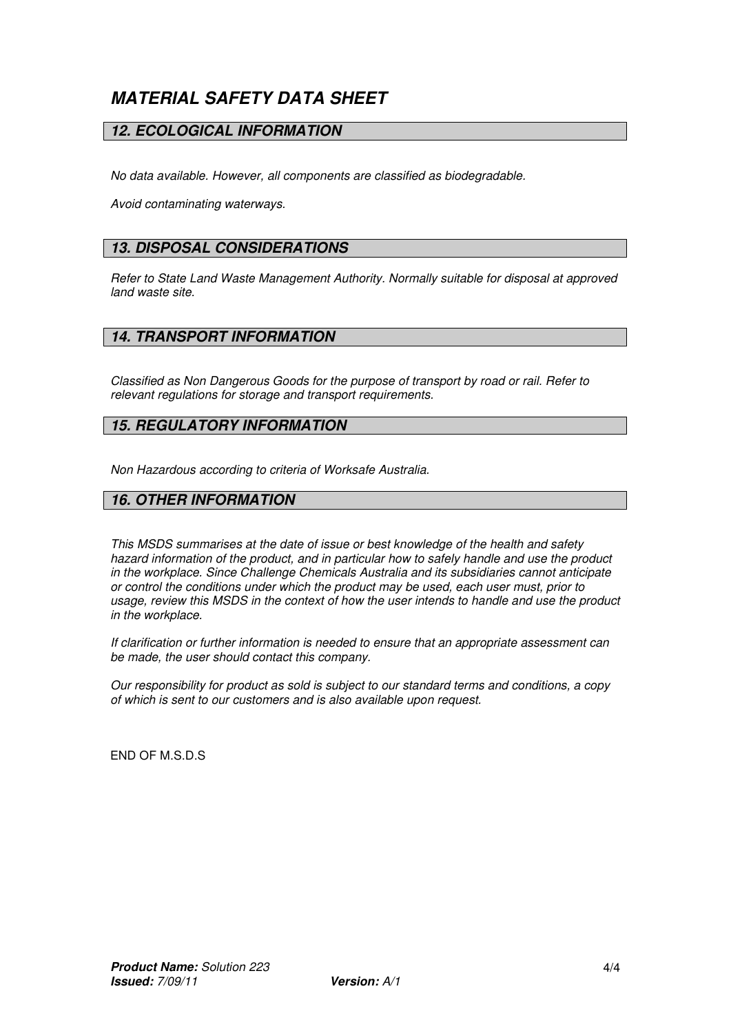# *MATERIAL SAFETY DATA SHEET*

## *12. ECOLOGICAL INFORMATION*

*No data available. However, all components are classified as biodegradable.*

*Avoid contaminating waterways.*

## *13. DISPOSAL CONSIDERATIONS*

*Refer to State Land Waste Management Authority. Normally suitable for disposal at approved land waste site.*

## *14. TRANSPORT INFORMATION*

*Classified as Non Dangerous Goods for the purpose of transport by road or rail. Refer to relevant regulations for storage and transport requirements.*

## *15. REGULATORY INFORMATION*

*Non Hazardous according to criteria of Worksafe Australia.*

## *16. OTHER INFORMATION*

*This MSDS summarises at the date of issue or best knowledge of the health and safety hazard information of the product, and in particular how to safely handle and use the product in the workplace. Since Challenge Chemicals Australia and its subsidiaries cannot anticipate or control the conditions under which the product may be used, each user must, prior to usage, review this MSDS in the context of how the user intends to handle and use the product in the workplace.*

*If clarification or further information is needed to ensure that an appropriate assessment can be made, the user should contact this company.*

*Our responsibility for product as sold is subject to our standard terms and conditions, a copy of which is sent to our customers and is also available upon request.*

END OF M.S.D.S

***Product Name:*** *Solution 223*
***Issued:*** *7/09/11* ***Version:*** *A/1*